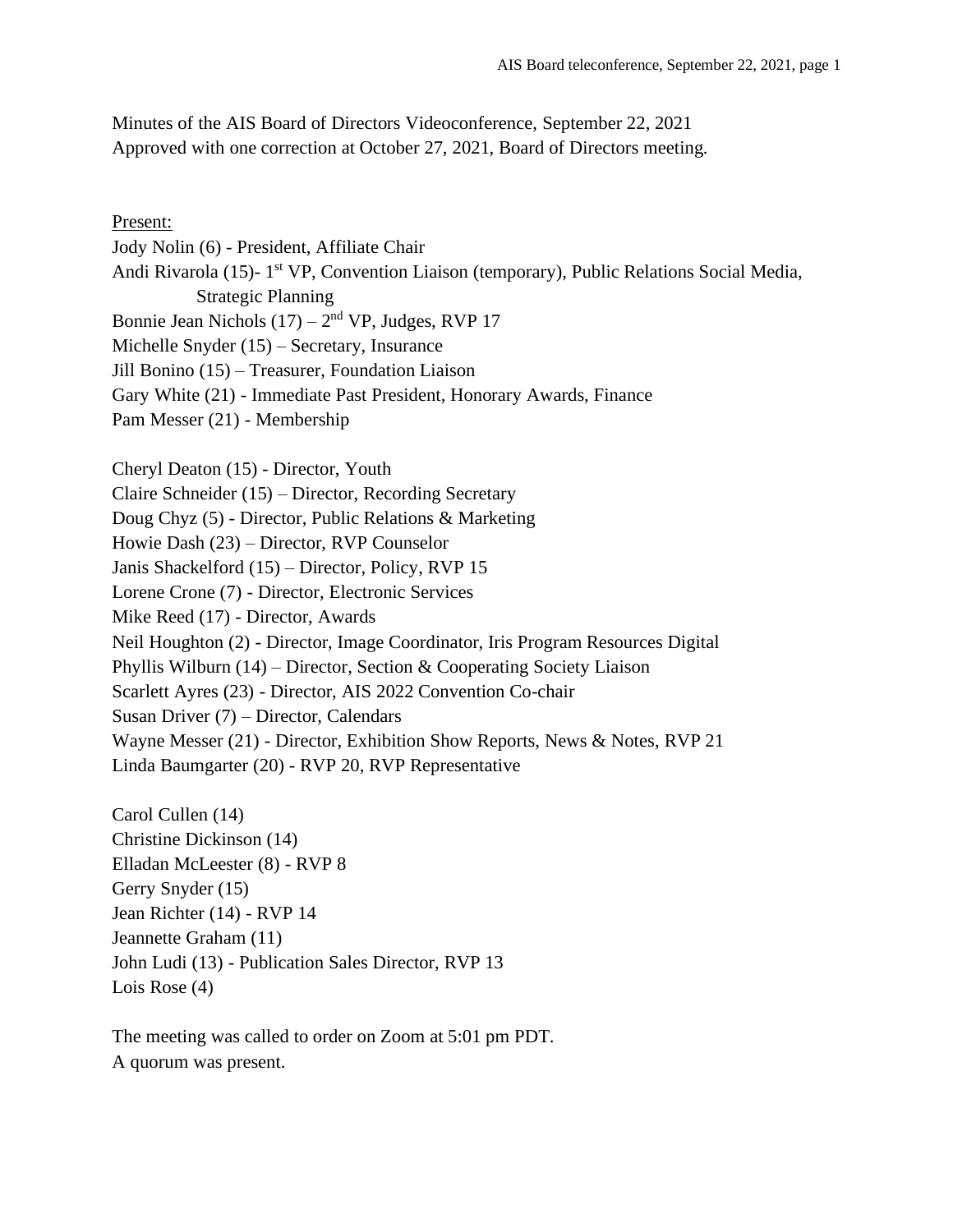Minutes of the AIS Board of Directors Videoconference, September 22, 2021
Approved with one correction at October 27, 2021, Board of Directors meeting.

<u>Present:</u>

Jody Nolin (6) - President, Affiliate Chair
Andi Rivarola (15)- 1st VP, Convention Liaison (temporary), Public Relations Social Media, Strategic Planning
Bonnie Jean Nichols (17) – 2nd VP, Judges, RVP 17
Michelle Snyder (15) – Secretary, Insurance
Jill Bonino (15) – Treasurer, Foundation Liaison
Gary White (21) - Immediate Past President, Honorary Awards, Finance
Pam Messer (21) - Membership

Cheryl Deaton (15) - Director, Youth
Claire Schneider (15) – Director, Recording Secretary
Doug Chyz (5) - Director, Public Relations & Marketing
Howie Dash (23) – Director, RVP Counselor
Janis Shackelford (15) – Director, Policy, RVP 15
Lorene Crone (7) - Director, Electronic Services
Mike Reed (17) - Director, Awards
Neil Houghton (2) - Director, Image Coordinator, Iris Program Resources Digital
Phyllis Wilburn (14) – Director, Section & Cooperating Society Liaison
Scarlett Ayres (23) - Director, AIS 2022 Convention Co-chair
Susan Driver (7) – Director, Calendars
Wayne Messer (21) - Director, Exhibition Show Reports, News & Notes, RVP 21
Linda Baumgarter (20) - RVP 20, RVP Representative

Carol Cullen (14)
Christine Dickinson (14)
Elladan McLeester (8) - RVP 8
Gerry Snyder (15)
Jean Richter (14) - RVP 14
Jeannette Graham (11)
John Ludi (13) - Publication Sales Director, RVP 13
Lois Rose (4)

The meeting was called to order on Zoom at 5:01 pm PDT.
A quorum was present.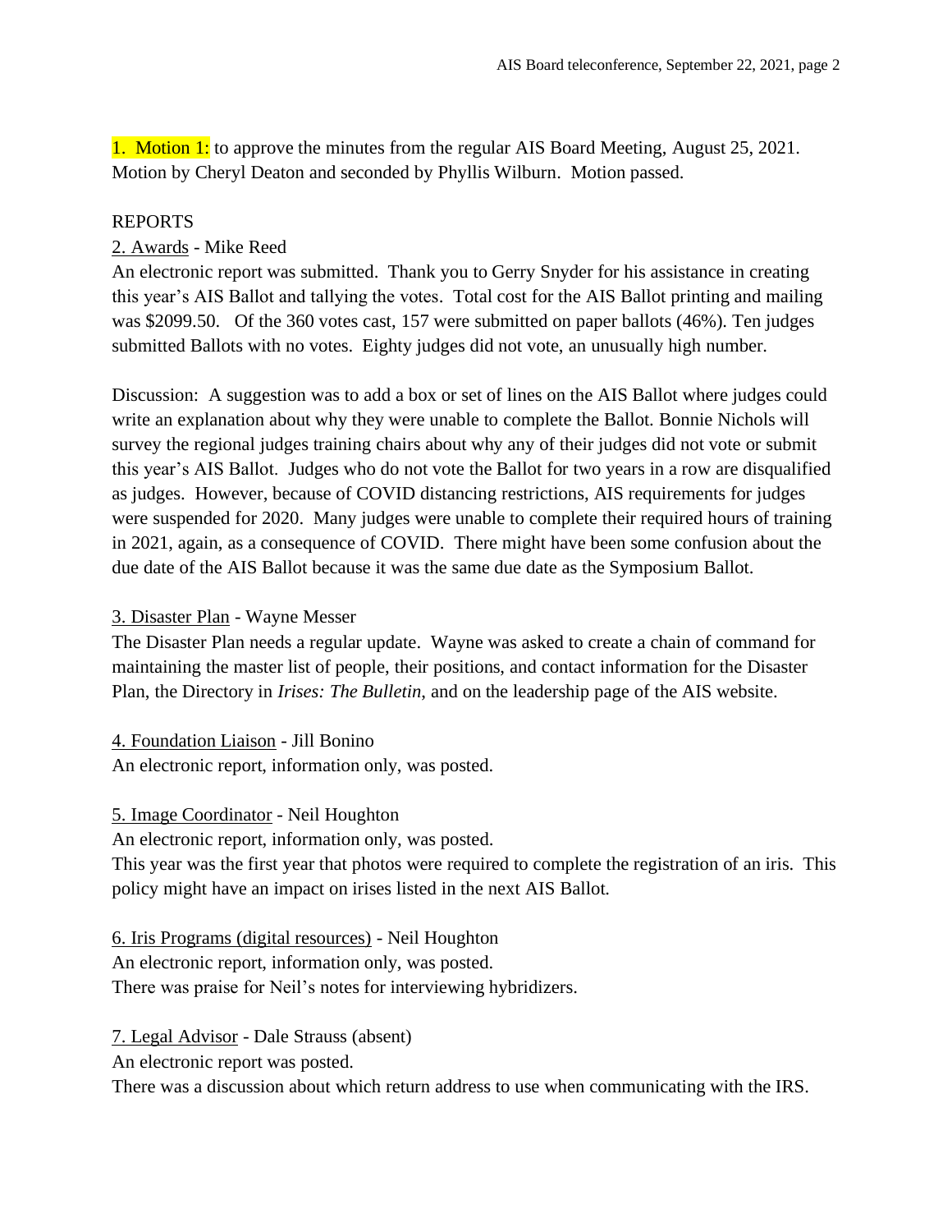1. Motion 1: to approve the minutes from the regular AIS Board Meeting, August 25, 2021. Motion by Cheryl Deaton and seconded by Phyllis Wilburn. Motion passed.

REPORTS

2. Awards - Mike Reed
An electronic report was submitted. Thank you to Gerry Snyder for his assistance in creating this year's AIS Ballot and tallying the votes. Total cost for the AIS Ballot printing and mailing was $2099.50. Of the 360 votes cast, 157 were submitted on paper ballots (46%). Ten judges submitted Ballots with no votes. Eighty judges did not vote, an unusually high number.

Discussion: A suggestion was to add a box or set of lines on the AIS Ballot where judges could write an explanation about why they were unable to complete the Ballot. Bonnie Nichols will survey the regional judges training chairs about why any of their judges did not vote or submit this year's AIS Ballot. Judges who do not vote the Ballot for two years in a row are disqualified as judges. However, because of COVID distancing restrictions, AIS requirements for judges were suspended for 2020. Many judges were unable to complete their required hours of training in 2021, again, as a consequence of COVID. There might have been some confusion about the due date of the AIS Ballot because it was the same due date as the Symposium Ballot.

3. Disaster Plan - Wayne Messer
The Disaster Plan needs a regular update. Wayne was asked to create a chain of command for maintaining the master list of people, their positions, and contact information for the Disaster Plan, the Directory in *Irises: The Bulletin*, and on the leadership page of the AIS website.

4. Foundation Liaison - Jill Bonino
An electronic report, information only, was posted.

5. Image Coordinator - Neil Houghton
An electronic report, information only, was posted.
This year was the first year that photos were required to complete the registration of an iris. This policy might have an impact on irises listed in the next AIS Ballot.

6. Iris Programs (digital resources) - Neil Houghton
An electronic report, information only, was posted.
There was praise for Neil's notes for interviewing hybridizers.

7. Legal Advisor - Dale Strauss (absent)
An electronic report was posted.
There was a discussion about which return address to use when communicating with the IRS.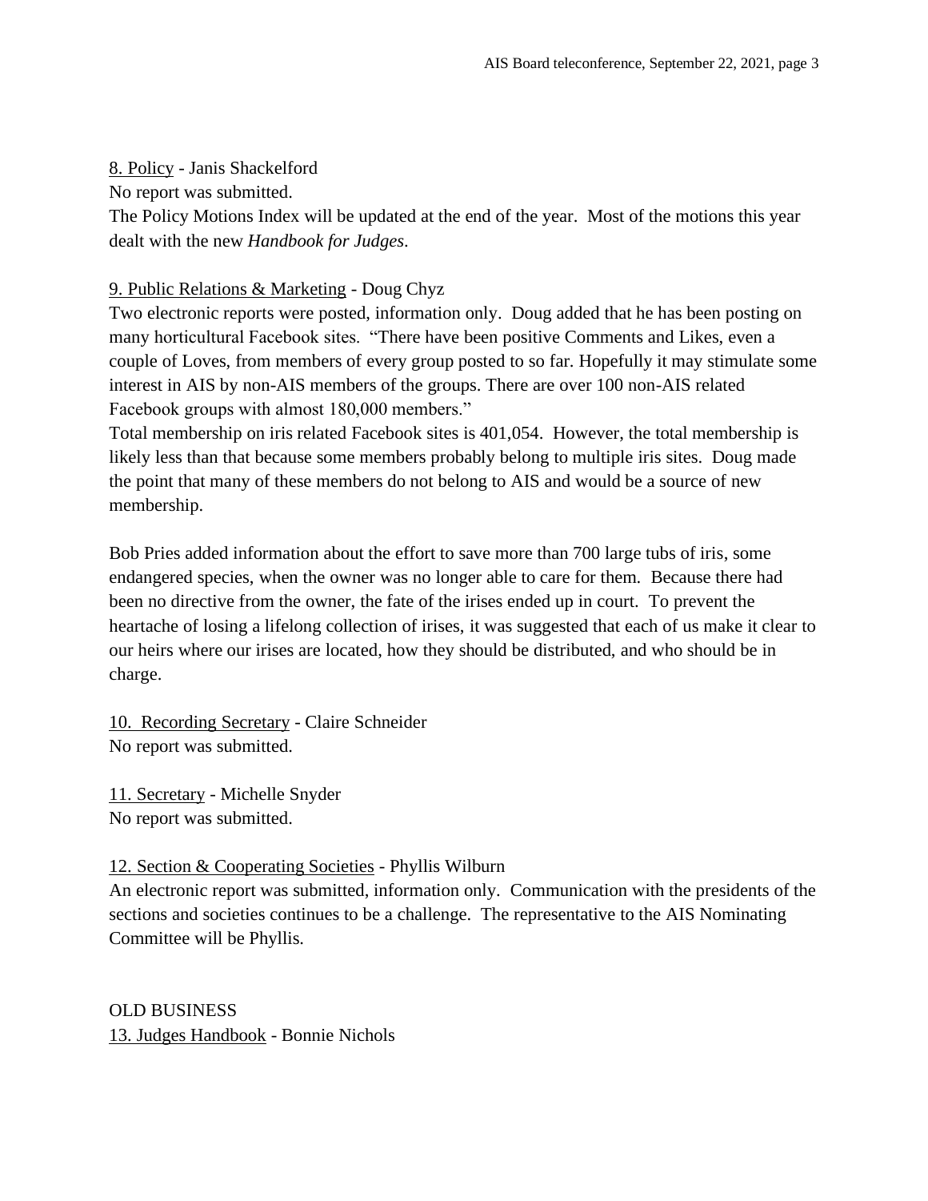8. Policy - Janis Shackelford

No report was submitted.

The Policy Motions Index will be updated at the end of the year. Most of the motions this year dealt with the new *Handbook for Judges*.

9. Public Relations & Marketing - Doug Chyz

Two electronic reports were posted, information only. Doug added that he has been posting on many horticultural Facebook sites. "There have been positive Comments and Likes, even a couple of Loves, from members of every group posted to so far. Hopefully it may stimulate some interest in AIS by non-AIS members of the groups. There are over 100 non-AIS related Facebook groups with almost 180,000 members."

Total membership on iris related Facebook sites is 401,054. However, the total membership is likely less than that because some members probably belong to multiple iris sites. Doug made the point that many of these members do not belong to AIS and would be a source of new membership.

Bob Pries added information about the effort to save more than 700 large tubs of iris, some endangered species, when the owner was no longer able to care for them. Because there had been no directive from the owner, the fate of the irises ended up in court. To prevent the heartache of losing a lifelong collection of irises, it was suggested that each of us make it clear to our heirs where our irises are located, how they should be distributed, and who should be in charge.

10. Recording Secretary - Claire Schneider

No report was submitted.

11. Secretary - Michelle Snyder

No report was submitted.

12. Section & Cooperating Societies - Phyllis Wilburn

An electronic report was submitted, information only. Communication with the presidents of the sections and societies continues to be a challenge. The representative to the AIS Nominating Committee will be Phyllis.

OLD BUSINESS

13. Judges Handbook - Bonnie Nichols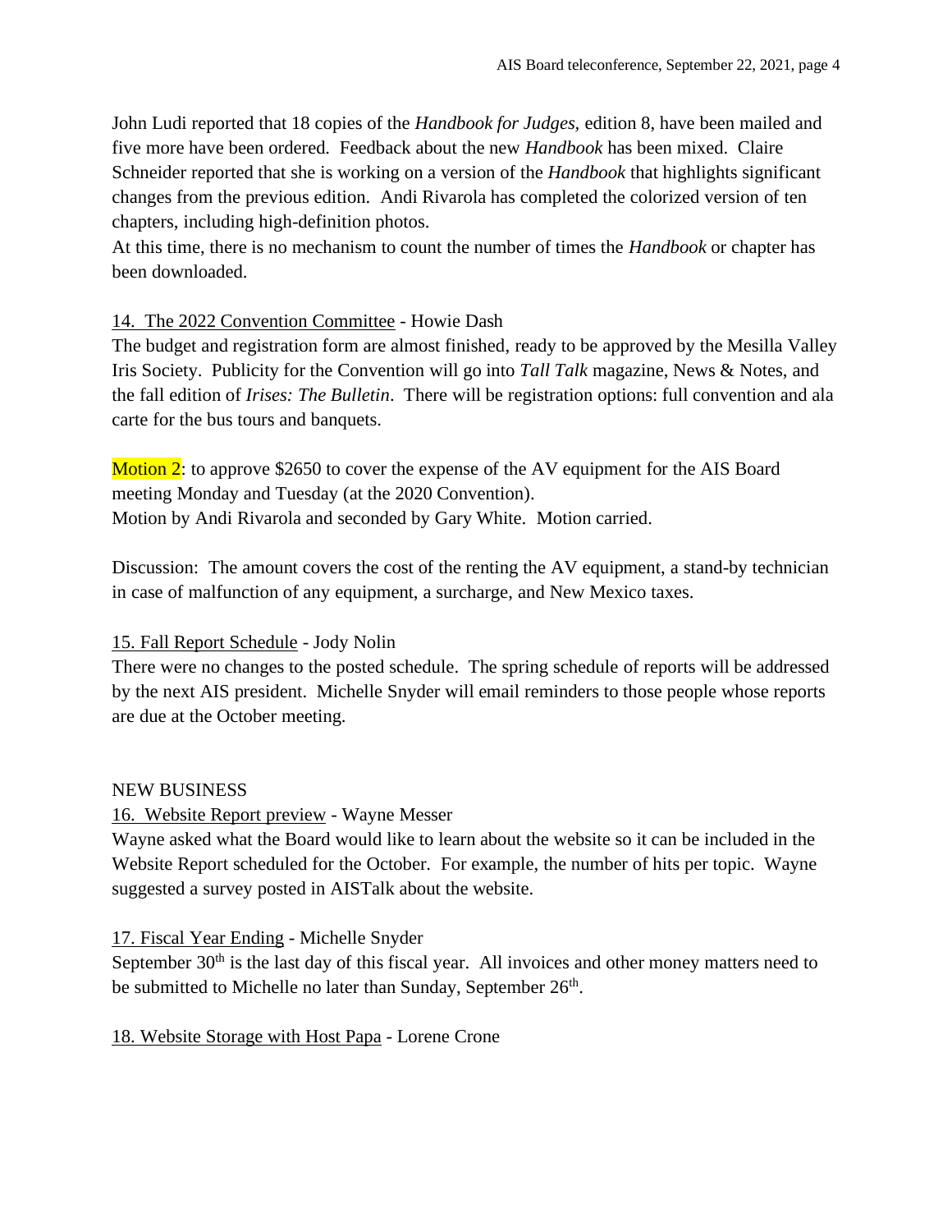John Ludi reported that 18 copies of the *Handbook for Judges,* edition 8, have been mailed and five more have been ordered. Feedback about the new *Handbook* has been mixed. Claire Schneider reported that she is working on a version of the *Handbook* that highlights significant changes from the previous edition. Andi Rivarola has completed the colorized version of ten chapters, including high-definition photos.
At this time, there is no mechanism to count the number of times the *Handbook* or chapter has been downloaded.

<u>14. The 2022 Convention Committee</u> - Howie Dash
The budget and registration form are almost finished, ready to be approved by the Mesilla Valley Iris Society. Publicity for the Convention will go into *Tall Talk* magazine, News & Notes, and the fall edition of *Irises: The Bulletin*. There will be registration options: full convention and ala carte for the bus tours and banquets.

Motion 2: to approve $2650 to cover the expense of the AV equipment for the AIS Board meeting Monday and Tuesday (at the 2020 Convention).
Motion by Andi Rivarola and seconded by Gary White. Motion carried.

Discussion: The amount covers the cost of the renting the AV equipment, a stand-by technician in case of malfunction of any equipment, a surcharge, and New Mexico taxes.

<u>15. Fall Report Schedule</u> - Jody Nolin
There were no changes to the posted schedule. The spring schedule of reports will be addressed by the next AIS president. Michelle Snyder will email reminders to those people whose reports are due at the October meeting.

NEW BUSINESS

<u>16. Website Report preview</u> - Wayne Messer
Wayne asked what the Board would like to learn about the website so it can be included in the Website Report scheduled for the October. For example, the number of hits per topic. Wayne suggested a survey posted in AISTalk about the website.

<u>17. Fiscal Year Ending</u> - Michelle Snyder
September 30th is the last day of this fiscal year. All invoices and other money matters need to be submitted to Michelle no later than Sunday, September 26th.

<u>18. Website Storage with Host Papa</u> - Lorene Crone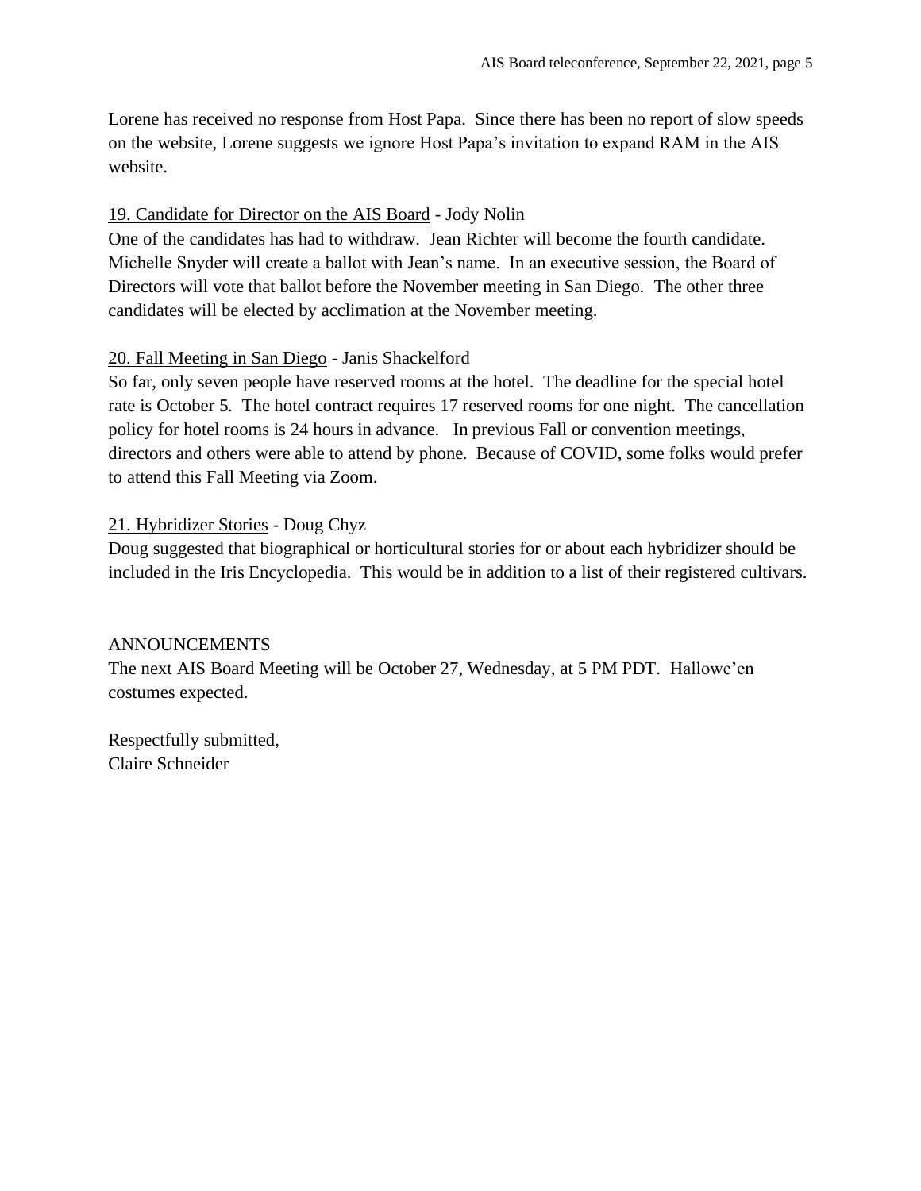Lorene has received no response from Host Papa. Since there has been no report of slow speeds on the website, Lorene suggests we ignore Host Papa's invitation to expand RAM in the AIS website.

<u>19. Candidate for Director on the AIS Board</u> - Jody Nolin

One of the candidates has had to withdraw. Jean Richter will become the fourth candidate. Michelle Snyder will create a ballot with Jean's name. In an executive session, the Board of Directors will vote that ballot before the November meeting in San Diego. The other three candidates will be elected by acclimation at the November meeting.

<u>20. Fall Meeting in San Diego</u> - Janis Shackelford

So far, only seven people have reserved rooms at the hotel. The deadline for the special hotel rate is October 5. The hotel contract requires 17 reserved rooms for one night. The cancellation policy for hotel rooms is 24 hours in advance. In previous Fall or convention meetings, directors and others were able to attend by phone. Because of COVID, some folks would prefer to attend this Fall Meeting via Zoom.

<u>21. Hybridizer Stories</u> - Doug Chyz

Doug suggested that biographical or horticultural stories for or about each hybridizer should be included in the Iris Encyclopedia. This would be in addition to a list of their registered cultivars.

ANNOUNCEMENTS

The next AIS Board Meeting will be October 27, Wednesday, at 5 PM PDT. Hallowe'en costumes expected.

Respectfully submitted,
Claire Schneider